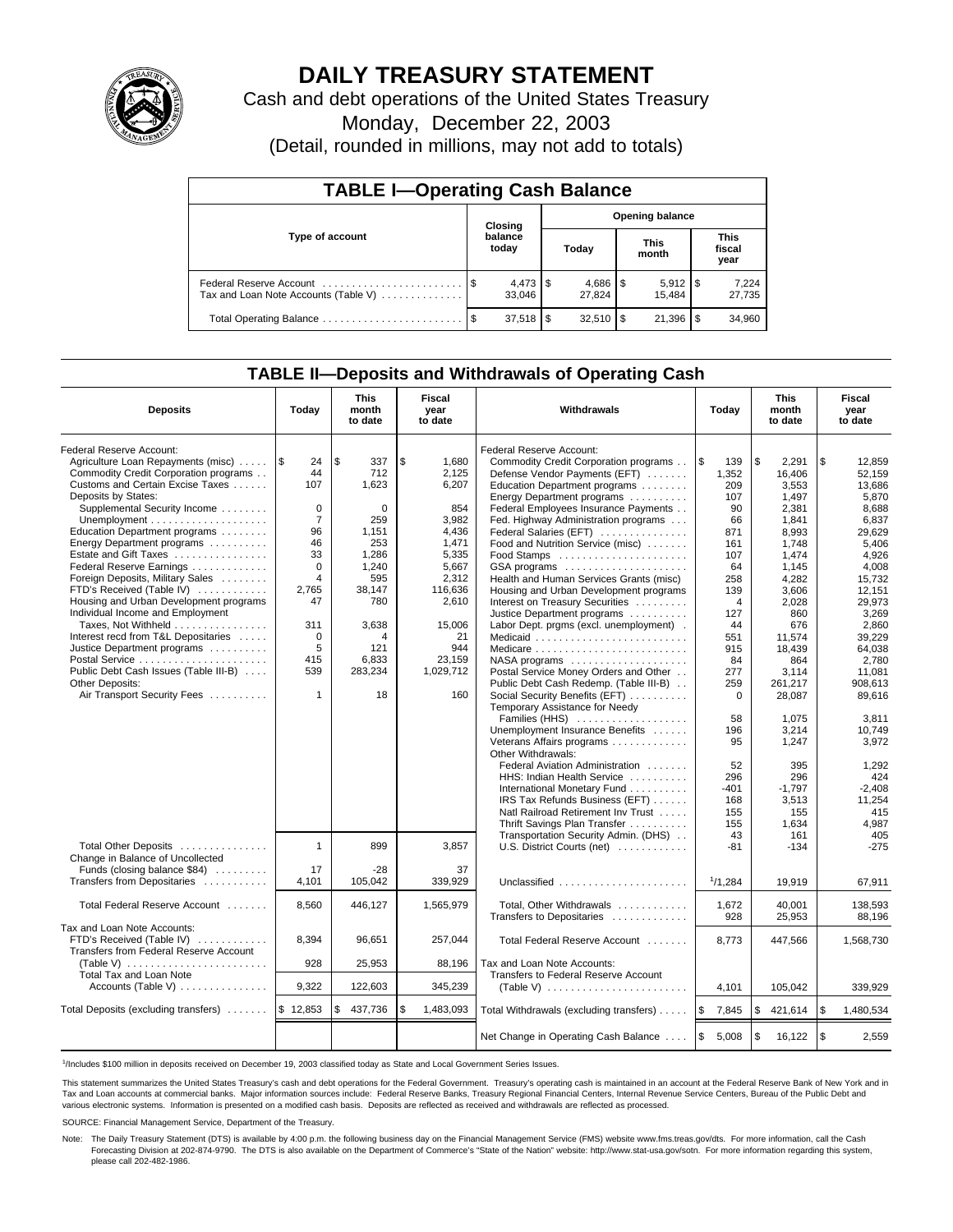# DAILY TREASURY STATEMENT

Cash and debt operations of the United States Treasury

Monday, December 22, 2003

(Detail, rounded in millions, may not add to totals)

## TABLE I—Operating Cash Balance

| Type of account | Closing balance today | Opening balance Today | Opening balance This month | Opening balance This fiscal year |
|---|---|---|---|---|
| Federal Reserve Account | $ 4,473 | $ 4,686 | $ 5,912 | $ 7,224 |
| Tax and Loan Note Accounts (Table V) | 33,046 | 27,824 | 15,484 | 27,735 |
| Total Operating Balance | $ 37,518 | $ 32,510 | $ 21,396 | $ 34,960 |

## TABLE II—Deposits and Withdrawals of Operating Cash

| Deposits | Today | This month to date | Fiscal year to date |
|---|---|---|---|
| Federal Reserve Account: | | | |
| Agriculture Loan Repayments (misc) | $ 24 | $ 337 | $ 1,680 |
| Commodity Credit Corporation programs | 44 | 712 | 2,125 |
| Customs and Certain Excise Taxes | 107 | 1,623 | 6,207 |
| Deposits by States: | | | |
| Supplemental Security Income | 0 | 0 | 854 |
| Unemployment | 7 | 259 | 3,982 |
| Education Department programs | 96 | 1,151 | 4,436 |
| Energy Department programs | 46 | 253 | 1,471 |
| Estate and Gift Taxes | 33 | 1,286 | 5,335 |
| Federal Reserve Earnings | 0 | 1,240 | 5,667 |
| Foreign Deposits, Military Sales | 4 | 595 | 2,312 |
| FTD's Received (Table IV) | 2,765 | 38,147 | 116,636 |
| Housing and Urban Development programs | 47 | 780 | 2,610 |
| Individual Income and Employment Taxes, Not Withheld | 311 | 3,638 | 15,006 |
| Interest recd from T&L Depositaries | 0 | 4 | 21 |
| Justice Department programs | 5 | 121 | 944 |
| Postal Service | 415 | 6,833 | 23,159 |
| Public Debt Cash Issues (Table III-B) | 539 | 283,234 | 1,029,712 |
| Other Deposits: | | | |
| Air Transport Security Fees | 1 | 18 | 160 |
| Total Other Deposits | 1 | 899 | 3,857 |
| Change in Balance of Uncollected Funds (closing balance $84) | 17 | -28 | 37 |
| Transfers from Depositaries | 4,101 | 105,042 | 339,929 |
| Total Federal Reserve Account | 8,560 | 446,127 | 1,565,979 |
| Tax and Loan Note Accounts: | | | |
| FTD's Received (Table IV) | 8,394 | 96,651 | 257,044 |
| Transfers from Federal Reserve Account (Table V) | 928 | 25,953 | 88,196 |
| Total Tax and Loan Note Accounts (Table V) | 9,322 | 122,603 | 345,239 |
| Total Deposits (excluding transfers) | $ 12,853 | $ 437,736 | $ 1,483,093 |

| Withdrawals | Today | This month to date | Fiscal year to date |
|---|---|---|---|
| Federal Reserve Account: | | | |
| Commodity Credit Corporation programs | $ 139 | $ 2,291 | $ 12,859 |
| Defense Vendor Payments (EFT) | 1,352 | 16,406 | 52,159 |
| Education Department programs | 209 | 3,553 | 13,686 |
| Energy Department programs | 107 | 1,497 | 5,870 |
| Federal Employees Insurance Payments | 90 | 2,381 | 8,688 |
| Fed. Highway Administration programs | 66 | 1,841 | 6,837 |
| Federal Salaries (EFT) | 871 | 8,993 | 29,629 |
| Food and Nutrition Service (misc) | 161 | 1,748 | 5,406 |
| Food Stamps | 107 | 1,474 | 4,926 |
| GSA programs | 64 | 1,145 | 4,008 |
| Health and Human Services Grants (misc) | 258 | 4,282 | 15,732 |
| Housing and Urban Development programs | 139 | 3,606 | 12,151 |
| Interest on Treasury Securities | 4 | 2,028 | 29,973 |
| Justice Department programs | 127 | 860 | 3,269 |
| Labor Dept. prgms (excl. unemployment) | 44 | 676 | 2,860 |
| Medicaid | 551 | 11,574 | 39,229 |
| Medicare | 915 | 18,439 | 64,038 |
| NASA programs | 84 | 864 | 2,780 |
| Postal Service Money Orders and Other | 277 | 3,114 | 11,081 |
| Public Debt Cash Redemp. (Table III-B) | 259 | 261,217 | 908,613 |
| Social Security Benefits (EFT) | 0 | 28,087 | 89,616 |
| Temporary Assistance for Needy Families (HHS) | 58 | 1,075 | 3,811 |
| Unemployment Insurance Benefits | 196 | 3,214 | 10,749 |
| Veterans Affairs programs | 95 | 1,247 | 3,972 |
| Other Withdrawals: | | | |
| Federal Aviation Administration | 52 | 395 | 1,292 |
| HHS: Indian Health Service | 296 | 296 | 424 |
| International Monetary Fund | -401 | -1,797 | -2,408 |
| IRS Tax Refunds Business (EFT) | 168 | 3,513 | 11,254 |
| Natl Railroad Retirement Inv Trust | 155 | 155 | 415 |
| Thrift Savings Plan Transfer | 155 | 1,634 | 4,987 |
| Transportation Security Admin. (DHS) | 43 | 161 | 405 |
| U.S. District Courts (net) | -81 | -134 | -275 |
| Unclassified | [1]1,284 | 19,919 | 67,911 |
| Total, Other Withdrawals | 1,672 | 40,001 | 138,593 |
| Transfers to Depositaries | 928 | 25,953 | 88,196 |
| Total Federal Reserve Account | 8,773 | 447,566 | 1,568,730 |
| Tax and Loan Note Accounts: | | | |
| Transfers to Federal Reserve Account (Table V) | 4,101 | 105,042 | 339,929 |
| Total Withdrawals (excluding transfers) | $ 7,845 | $ 421,614 | $ 1,480,534 |
| Net Change in Operating Cash Balance | $ 5,008 | $ 16,122 | $ 2,559 |

[1]Includes $100 million in deposits received on December 19, 2003 classified today as State and Local Government Series Issues.

This statement summarizes the United States Treasury's cash and debt operations for the Federal Government. Treasury's operating cash is maintained in an account at the Federal Reserve Bank of New York and in Tax and Loan accounts at commercial banks. Major information sources include: Federal Reserve Banks, Treasury Regional Financial Centers, Internal Revenue Service Centers, Bureau of the Public Debt and various electronic systems. Information is presented on a modified cash basis. Deposits are reflected as received and withdrawals are reflected as processed.

SOURCE: Financial Management Service, Department of the Treasury.

Note: The Daily Treasury Statement (DTS) is available by 4:00 p.m. the following business day on the Financial Management Service (FMS) website www.fms.treas.gov/dts. For more information, call the Cash Forecasting Division at 202-874-9790. The DTS is also available on the Department of Commerce's "State of the Nation" website: http://www.stat-usa.gov/sotn. For more information regarding this system, please call 202-482-1986.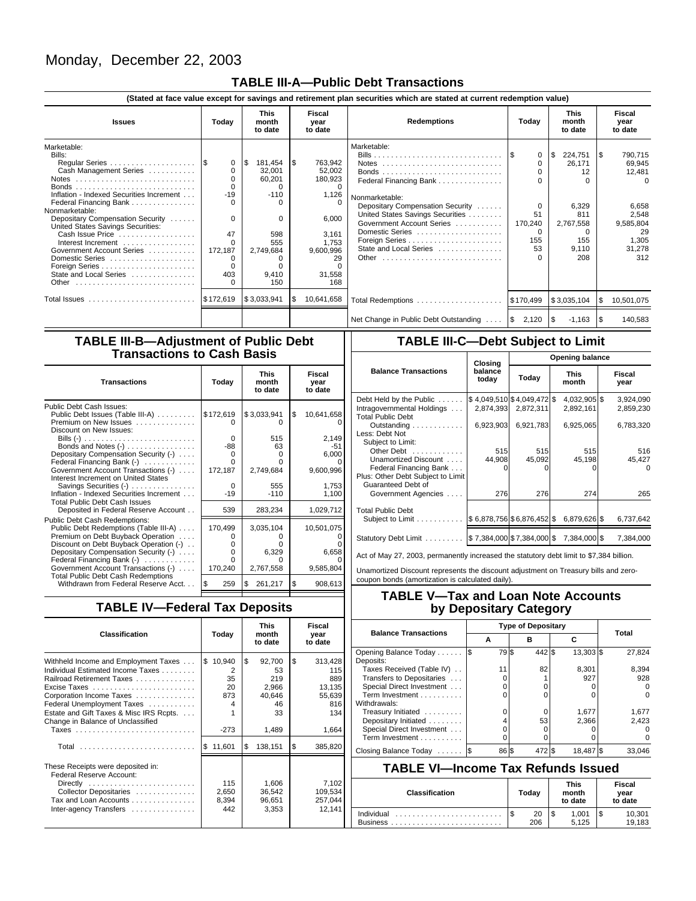# Monday, December 22, 2003

## TABLE III-A—Public Debt Transactions

(Stated at face value except for savings and retirement plan securities which are stated at current redemption value)

| Issues | Today | This month to date | Fiscal year to date |
|---|---|---|---|
| Marketable: | | | |
| Bills: | | | |
| Regular Series | $ 0 | $ 181,454 | $ 763,942 |
| Cash Management Series | 0 | 32,001 | 52,002 |
| Notes | 0 | 60,201 | 180,923 |
| Bonds | 0 | 0 | 0 |
| Inflation - Indexed Securities Increment | -19 | -110 | 1,126 |
| Federal Financing Bank | 0 | 0 | 0 |
| Nonmarketable: | | | |
| Depositary Compensation Security | 0 | 0 | 6,000 |
| United States Savings Securities: | | | |
| Cash Issue Price | 47 | 598 | 3,161 |
| Interest Increment | 0 | 555 | 1,753 |
| Government Account Series | 172,187 | 2,749,684 | 9,600,996 |
| Domestic Series | 0 | 0 | 29 |
| Foreign Series | 0 | 0 | 0 |
| State and Local Series | 403 | 9,410 | 31,558 |
| Other | 0 | 150 | 168 |
| Total Issues | $172,619 | $3,033,941 | $ 10,641,658 |

| Redemptions | Today | This month to date | Fiscal year to date |
|---|---|---|---|
| Marketable: | | | |
| Bills | $ 0 | $ 224,751 | $ 790,715 |
| Notes | 0 | 26,171 | 69,945 |
| Bonds | 0 | 12 | 12,481 |
| Federal Financing Bank | 0 | 0 | 0 |
| Nonmarketable: | | | |
| Depositary Compensation Security | 0 | 6,329 | 6,658 |
| United States Savings Securities | 51 | 811 | 2,548 |
| Government Account Series | 170,240 | 2,767,558 | 9,585,804 |
| Domestic Series | 0 | 0 | 29 |
| Foreign Series | 155 | 155 | 1,305 |
| State and Local Series | 53 | 9,110 | 31,278 |
| Other | 0 | 208 | 312 |
| Total Redemptions | $170,499 | $3,035,104 | $ 10,501,075 |
| Net Change in Public Debt Outstanding | $ 2,120 | $ -1,163 | $ 140,583 |

## TABLE III-B—Adjustment of Public Debt Transactions to Cash Basis

| Transactions | Today | This month to date | Fiscal year to date |
|---|---|---|---|
| Public Debt Cash Issues: | | | |
| Public Debt Issues (Table III-A) | $172,619 | $3,033,941 | $ 10,641,658 |
| Premium on New Issues | 0 | 0 | 0 |
| Discount on New Issues: | | | |
| Bills (-) | 0 | 515 | 2,149 |
| Bonds and Notes (-) | -88 | 63 | -51 |
| Depositary Compensation Security (-) | 0 | 0 | 6,000 |
| Federal Financing Bank (-) | 0 | 0 | 0 |
| Government Account Transactions (-) | 172,187 | 2,749,684 | 9,600,996 |
| Interest Increment on United States Savings Securities (-) | 0 | 555 | 1,753 |
| Inflation - Indexed Securities Increment | -19 | -110 | 1,100 |
| Total Public Debt Cash Issues Deposited in Federal Reserve Account | 539 | 283,234 | 1,029,712 |
| Public Debt Cash Redemptions: | | | |
| Public Debt Redemptions (Table III-A) | 170,499 | 3,035,104 | 10,501,075 |
| Premium on Debt Buyback Operation | 0 | 0 | 0 |
| Discount on Debt Buyback Operation (-) | 0 | 0 | 0 |
| Depositary Compensation Security (-) | 0 | 6,329 | 6,658 |
| Federal Financing Bank (-) | 0 | 0 | 0 |
| Government Account Transactions (-) | 170,240 | 2,767,558 | 9,585,804 |
| Total Public Debt Cash Redemptions Withdrawn from Federal Reserve Acct. | $ 259 | $ 261,217 | $ 908,613 |

## TABLE III-C—Debt Subject to Limit

| Balance Transactions | Closing balance today | Opening balance Today | Opening balance This month | Opening balance Fiscal year |
|---|---|---|---|---|
| Debt Held by the Public | $ 4,049,510 | $ 4,049,472 | $ 4,032,905 | $ 3,924,090 |
| Intragovernmental Holdings | 2,874,393 | 2,872,311 | 2,892,161 | 2,859,230 |
| Total Public Debt Outstanding | 6,923,903 | 6,921,783 | 6,925,065 | 6,783,320 |
| Less: Debt Not Subject to Limit: | | | | |
| Other Debt | 515 | 515 | 515 | 516 |
| Unamortized Discount | 44,908 | 45,092 | 45,198 | 45,427 |
| Federal Financing Bank | 0 | 0 | 0 | 0 |
| Plus: Other Debt Subject to Limit Guaranteed Debt of Government Agencies | 276 | 276 | 274 | 265 |
| Total Public Debt Subject to Limit | $ 6,878,756 | $ 6,876,452 | $ 6,879,626 | $ 6,737,642 |
| Statutory Debt Limit | $ 7,384,000 | $ 7,384,000 | $ 7,384,000 | $ 7,384,000 |

Act of May 27, 2003, permanently increased the statutory debt limit to $7,384 billion.

Unamortized Discount represents the discount adjustment on Treasury bills and zero-coupon bonds (amortization is calculated daily).

## TABLE IV—Federal Tax Deposits

| Classification | Today | This month to date | Fiscal year to date |
|---|---|---|---|
| Withheld Income and Employment Taxes | $ 10,940 | $ 92,700 | $ 313,428 |
| Individual Estimated Income Taxes | 2 | 53 | 115 |
| Railroad Retirement Taxes | 35 | 219 | 889 |
| Excise Taxes | 20 | 2,966 | 13,135 |
| Corporation Income Taxes | 873 | 40,646 | 55,639 |
| Federal Unemployment Taxes | 4 | 46 | 816 |
| Estate and Gift Taxes & Misc IRS Rcpts. | 1 | 33 | 134 |
| Change in Balance of Unclassified Taxes | -273 | 1,489 | 1,664 |
| Total | $ 11,601 | $ 138,151 | $ 385,820 |
| These Receipts were deposited in: | | | |
| Federal Reserve Account: | | | |
| Directly | 115 | 1,606 | 7,102 |
| Collector Depositaries | 2,650 | 36,542 | 109,534 |
| Tax and Loan Accounts | 8,394 | 96,651 | 257,044 |
| Inter-agency Transfers | 442 | 3,353 | 12,141 |

## TABLE V—Tax and Loan Note Accounts by Depositary Category

| Balance Transactions | Type of Depositary A | B | C | Total |
|---|---|---|---|---|
| Opening Balance Today | $ 79 | $ 442 | $ 13,303 | $ 27,824 |
| Deposits: | | | | |
| Taxes Received (Table IV) | 11 | 82 | 8,301 | 8,394 |
| Transfers to Depositaries | 0 | 1 | 927 | 928 |
| Special Direct Investment | 0 | 0 | 0 | 0 |
| Term Investment | 0 | 0 | 0 | 0 |
| Withdrawals: | | | | |
| Treasury Initiated | 0 | 0 | 1,677 | 1,677 |
| Depositary Initiated | 4 | 53 | 2,366 | 2,423 |
| Special Direct Investment | 0 | 0 | 0 | 0 |
| Term Investment | 0 | 0 | 0 | 0 |
| Closing Balance Today | $ 86 | $ 472 | $ 18,487 | $ 33,046 |

## TABLE VI—Income Tax Refunds Issued

| Classification | Today | This month to date | Fiscal year to date |
|---|---|---|---|
| Individual | $ 20 | $ 1,001 | $ 10,301 |
| Business | 206 | 5,125 | 19,183 |